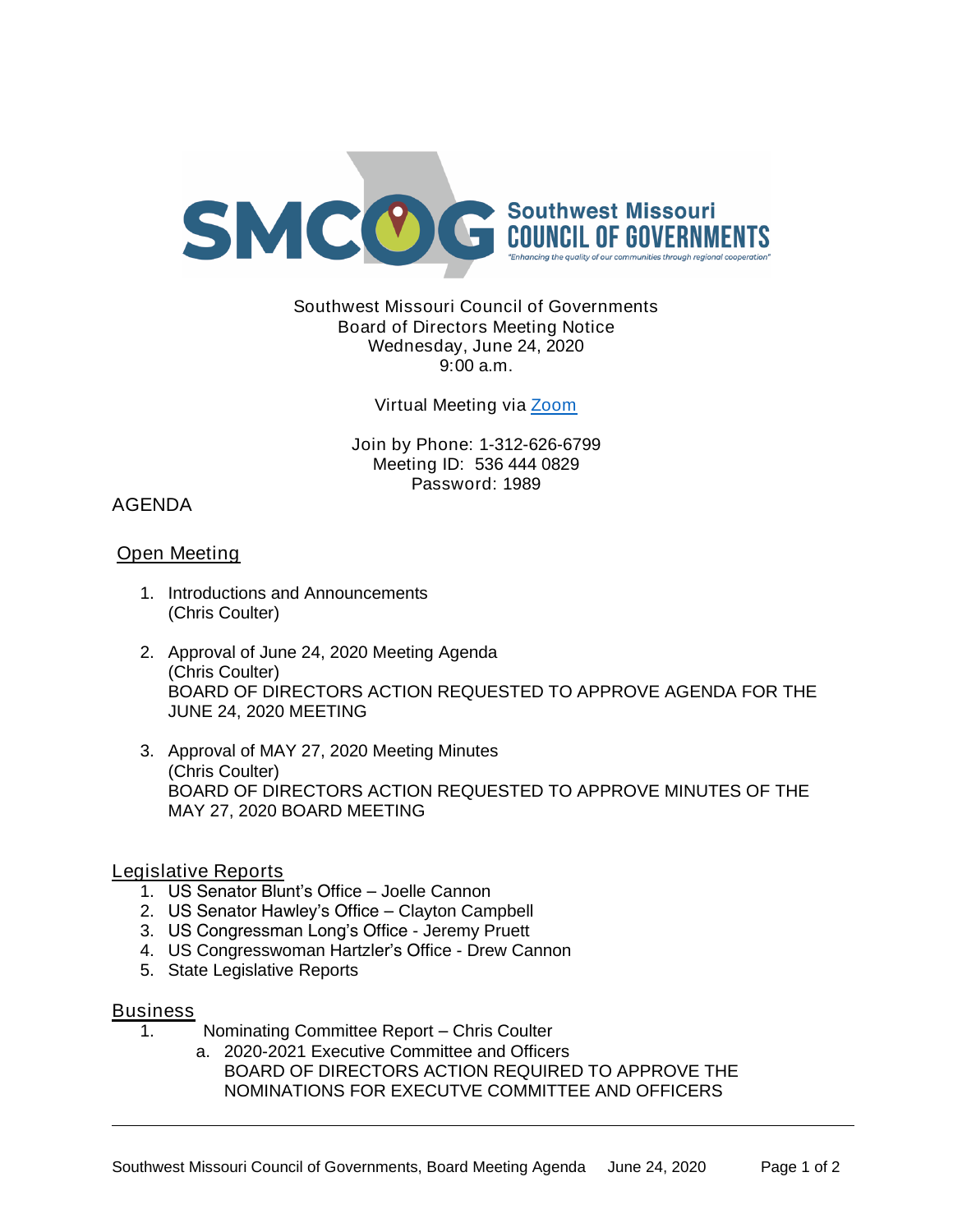Southwest Missouri Council of Governments
Board of Directors Meeting Notice
Wednesday, June 24, 2020
9:00 a.m.

Virtual Meeting via Zoom

Join by Phone: 1-312-626-6799
Meeting ID: 536 444 0829
Password: 1989

AGENDA

## Open Meeting

1. Introductions and Announcements
   (Chris Coulter)

2. Approval of June 24, 2020 Meeting Agenda
   (Chris Coulter)
   BOARD OF DIRECTORS ACTION REQUESTED TO APPROVE AGENDA FOR THE JUNE 24, 2020 MEETING

3. Approval of MAY 27, 2020 Meeting Minutes
   (Chris Coulter)
   BOARD OF DIRECTORS ACTION REQUESTED TO APPROVE MINUTES OF THE MAY 27, 2020 BOARD MEETING

## Legislative Reports

1. US Senator Blunt's Office – Joelle Cannon
2. US Senator Hawley's Office – Clayton Campbell
3. US Congressman Long's Office - Jeremy Pruett
4. US Congresswoman Hartzler's Office - Drew Cannon
5. State Legislative Reports

## Business

1. Nominating Committee Report – Chris Coulter
   a. 2020-2021 Executive Committee and Officers
      BOARD OF DIRECTORS ACTION REQUIRED TO APPROVE THE NOMINATIONS FOR EXECUTVE COMMITTEE AND OFFICERS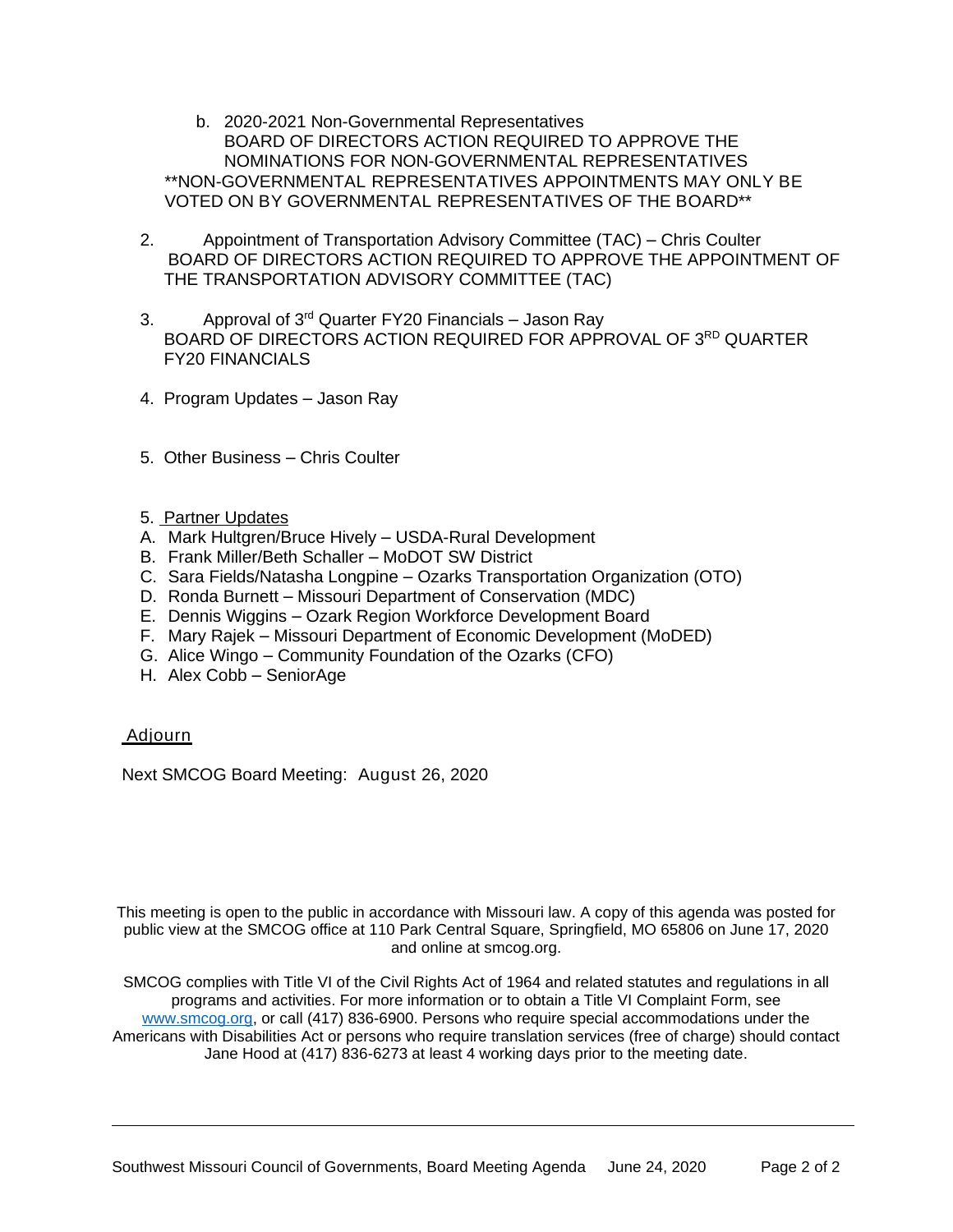b. 2020-2021 Non-Governmental Representatives
   BOARD OF DIRECTORS ACTION REQUIRED TO APPROVE THE NOMINATIONS FOR NON-GOVERNMENTAL REPRESENTATIVES
   **NON-GOVERNMENTAL REPRESENTATIVES APPOINTMENTS MAY ONLY BE VOTED ON BY GOVERNMENTAL REPRESENTATIVES OF THE BOARD**

2. Appointment of Transportation Advisory Committee (TAC) – Chris Coulter
   BOARD OF DIRECTORS ACTION REQUIRED TO APPROVE THE APPOINTMENT OF THE TRANSPORTATION ADVISORY COMMITTEE (TAC)

3. Approval of 3rd Quarter FY20 Financials – Jason Ray
   BOARD OF DIRECTORS ACTION REQUIRED FOR APPROVAL OF 3RD QUARTER FY20 FINANCIALS

4. Program Updates – Jason Ray

5. Other Business – Chris Coulter

5. Partner Updates

A. Mark Hultgren/Bruce Hively – USDA-Rural Development
B. Frank Miller/Beth Schaller – MoDOT SW District
C. Sara Fields/Natasha Longpine – Ozarks Transportation Organization (OTO)
D. Ronda Burnett – Missouri Department of Conservation (MDC)
E. Dennis Wiggins – Ozark Region Workforce Development Board
F. Mary Rajek – Missouri Department of Economic Development (MoDED)
G. Alice Wingo – Community Foundation of the Ozarks (CFO)
H. Alex Cobb – SeniorAge

Adjourn

Next SMCOG Board Meeting: August 26, 2020

This meeting is open to the public in accordance with Missouri law. A copy of this agenda was posted for public view at the SMCOG office at 110 Park Central Square, Springfield, MO 65806 on June 17, 2020 and online at smcog.org.

SMCOG complies with Title VI of the Civil Rights Act of 1964 and related statutes and regulations in all programs and activities. For more information or to obtain a Title VI Complaint Form, see www.smcog.org, or call (417) 836-6900. Persons who require special accommodations under the Americans with Disabilities Act or persons who require translation services (free of charge) should contact Jane Hood at (417) 836-6273 at least 4 working days prior to the meeting date.